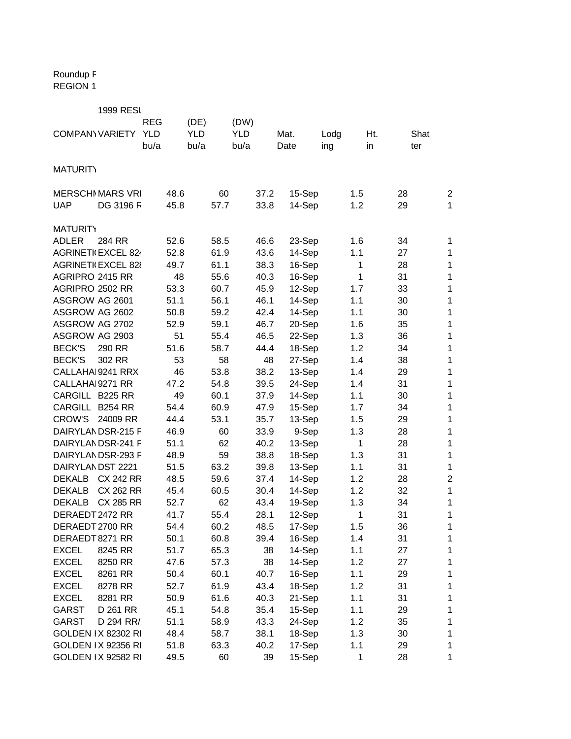Roundup F
REGION 1

1999 RESU

| COMPANY | VARIETY | REG YLD bu/a | (DE) YLD bu/a | (DW) YLD bu/a | Mat. Date | Lodging | Ht. in | Shatter |
|---|---|---|---|---|---|---|---|---|
| MATURITY | | | | | | | | |
| MERSCHM | MARS VRI | 48.6 | 60 | 37.2 | 15-Sep | 1.5 | 28 | 2 |
| UAP | DG 3196 F | 45.8 | 57.7 | 33.8 | 14-Sep | 1.2 | 29 | 1 |
| MATURITY | | | | | | | | |
| ADLER | 284 RR | 52.6 | 58.5 | 46.6 | 23-Sep | 1.6 | 34 | 1 |
| AGRINETI | EXCEL 824 | 52.8 | 61.9 | 43.6 | 14-Sep | 1.1 | 27 | 1 |
| AGRINETI | EXCEL 828 | 49.7 | 61.1 | 38.3 | 16-Sep | 1 | 28 | 1 |
| AGRIPRO | 2415 RR | 48 | 55.6 | 40.3 | 16-Sep | 1 | 31 | 1 |
| AGRIPRO | 2502 RR | 53.3 | 60.7 | 45.9 | 12-Sep | 1.7 | 33 | 1 |
| ASGROW | AG 2601 | 51.1 | 56.1 | 46.1 | 14-Sep | 1.1 | 30 | 1 |
| ASGROW | AG 2602 | 50.8 | 59.2 | 42.4 | 14-Sep | 1.1 | 30 | 1 |
| ASGROW | AG 2702 | 52.9 | 59.1 | 46.7 | 20-Sep | 1.6 | 35 | 1 |
| ASGROW | AG 2903 | 51 | 55.4 | 46.5 | 22-Sep | 1.3 | 36 | 1 |
| BECK'S | 290 RR | 51.6 | 58.7 | 44.4 | 18-Sep | 1.2 | 34 | 1 |
| BECK'S | 302 RR | 53 | 58 | 48 | 27-Sep | 1.4 | 38 | 1 |
| CALLAHA | 9241 RRX | 46 | 53.8 | 38.2 | 13-Sep | 1.4 | 29 | 1 |
| CALLAHA | 9271 RR | 47.2 | 54.8 | 39.5 | 24-Sep | 1.4 | 31 | 1 |
| CARGILL | B225 RR | 49 | 60.1 | 37.9 | 14-Sep | 1.1 | 30 | 1 |
| CARGILL | B254 RR | 54.4 | 60.9 | 47.9 | 15-Sep | 1.7 | 34 | 1 |
| CROW'S | 24009 RR | 44.4 | 53.1 | 35.7 | 13-Sep | 1.5 | 29 | 1 |
| DAIRYLAN | DSR-215 F | 46.9 | 60 | 33.9 | 9-Sep | 1.3 | 28 | 1 |
| DAIRYLAN | DSR-241 F | 51.1 | 62 | 40.2 | 13-Sep | 1 | 28 | 1 |
| DAIRYLAN | DSR-293 F | 48.9 | 59 | 38.8 | 18-Sep | 1.3 | 31 | 1 |
| DAIRYLAN | DST 2221 | 51.5 | 63.2 | 39.8 | 13-Sep | 1.1 | 31 | 1 |
| DEKALB | CX 242 RR | 48.5 | 59.6 | 37.4 | 14-Sep | 1.2 | 28 | 2 |
| DEKALB | CX 262 RR | 45.4 | 60.5 | 30.4 | 14-Sep | 1.2 | 32 | 1 |
| DEKALB | CX 285 RR | 52.7 | 62 | 43.4 | 19-Sep | 1.3 | 34 | 1 |
| DERAEDT | 2472 RR | 41.7 | 55.4 | 28.1 | 12-Sep | 1 | 31 | 1 |
| DERAEDT | 2700 RR | 54.4 | 60.2 | 48.5 | 17-Sep | 1.5 | 36 | 1 |
| DERAEDT | 8271 RR | 50.1 | 60.8 | 39.4 | 16-Sep | 1.4 | 31 | 1 |
| EXCEL | 8245 RR | 51.7 | 65.3 | 38 | 14-Sep | 1.1 | 27 | 1 |
| EXCEL | 8250 RR | 47.6 | 57.3 | 38 | 14-Sep | 1.2 | 27 | 1 |
| EXCEL | 8261 RR | 50.4 | 60.1 | 40.7 | 16-Sep | 1.1 | 29 | 1 |
| EXCEL | 8278 RR | 52.7 | 61.9 | 43.4 | 18-Sep | 1.2 | 31 | 1 |
| EXCEL | 8281 RR | 50.9 | 61.6 | 40.3 | 21-Sep | 1.1 | 31 | 1 |
| GARST | D 261 RR | 45.1 | 54.8 | 35.4 | 15-Sep | 1.1 | 29 | 1 |
| GARST | D 294 RR/ | 51.1 | 58.9 | 43.3 | 24-Sep | 1.2 | 35 | 1 |
| GOLDEN I | X 82302 RI | 48.4 | 58.7 | 38.1 | 18-Sep | 1.3 | 30 | 1 |
| GOLDEN I | X 92356 RI | 51.8 | 63.3 | 40.2 | 17-Sep | 1.1 | 29 | 1 |
| GOLDEN I | X 92582 RI | 49.5 | 60 | 39 | 15-Sep | 1 | 28 | 1 |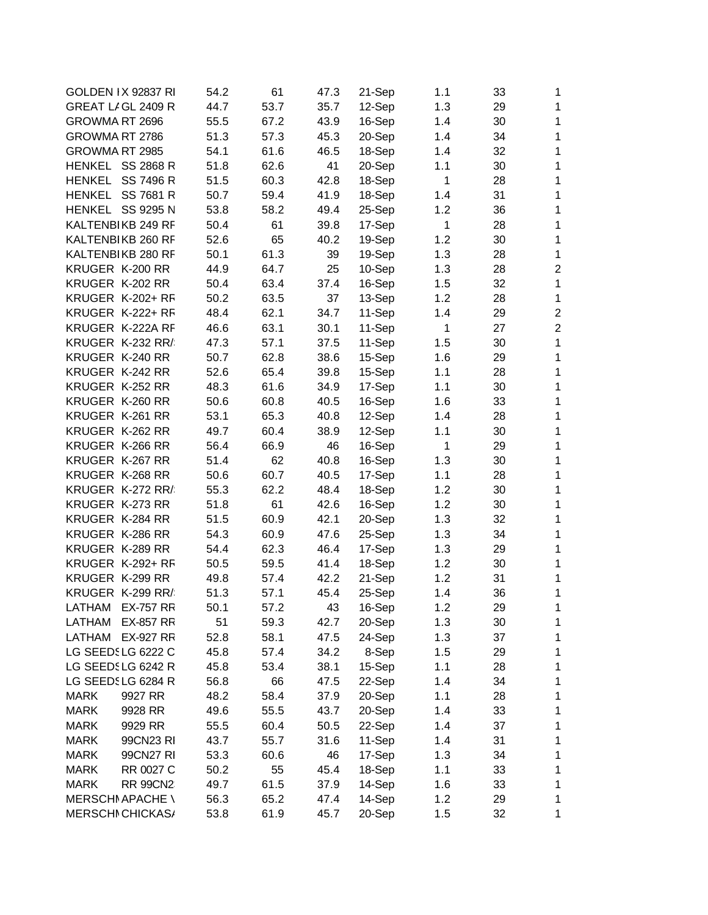| | | | | | | | | |
|---|---|---|---|---|---|---|---|---|
| GOLDEN I | X 92837 RI | 54.2 | 61 | 47.3 | 21-Sep | 1.1 | 33 | 1 |
| GREAT L/ | GL 2409 R | 44.7 | 53.7 | 35.7 | 12-Sep | 1.3 | 29 | 1 |
| GROWMA | RT 2696 | 55.5 | 67.2 | 43.9 | 16-Sep | 1.4 | 30 | 1 |
| GROWMA | RT 2786 | 51.3 | 57.3 | 45.3 | 20-Sep | 1.4 | 34 | 1 |
| GROWMA | RT 2985 | 54.1 | 61.6 | 46.5 | 18-Sep | 1.4 | 32 | 1 |
| HENKEL | SS 2868 R | 51.8 | 62.6 | 41 | 20-Sep | 1.1 | 30 | 1 |
| HENKEL | SS 7496 R | 51.5 | 60.3 | 42.8 | 18-Sep | 1 | 28 | 1 |
| HENKEL | SS 7681 R | 50.7 | 59.4 | 41.9 | 18-Sep | 1.4 | 31 | 1 |
| HENKEL | SS 9295 N | 53.8 | 58.2 | 49.4 | 25-Sep | 1.2 | 36 | 1 |
| KALTENBI | KB 249 RF | 50.4 | 61 | 39.8 | 17-Sep | 1 | 28 | 1 |
| KALTENBI | KB 260 RF | 52.6 | 65 | 40.2 | 19-Sep | 1.2 | 30 | 1 |
| KALTENBI | KB 280 RF | 50.1 | 61.3 | 39 | 19-Sep | 1.3 | 28 | 1 |
| KRUGER | K-200 RR | 44.9 | 64.7 | 25 | 10-Sep | 1.3 | 28 | 2 |
| KRUGER | K-202 RR | 50.4 | 63.4 | 37.4 | 16-Sep | 1.5 | 32 | 1 |
| KRUGER | K-202+ RF | 50.2 | 63.5 | 37 | 13-Sep | 1.2 | 28 | 1 |
| KRUGER | K-222+ RF | 48.4 | 62.1 | 34.7 | 11-Sep | 1.4 | 29 | 2 |
| KRUGER | K-222A RF | 46.6 | 63.1 | 30.1 | 11-Sep | 1 | 27 | 2 |
| KRUGER | K-232 RR/ | 47.3 | 57.1 | 37.5 | 11-Sep | 1.5 | 30 | 1 |
| KRUGER | K-240 RR | 50.7 | 62.8 | 38.6 | 15-Sep | 1.6 | 29 | 1 |
| KRUGER | K-242 RR | 52.6 | 65.4 | 39.8 | 15-Sep | 1.1 | 28 | 1 |
| KRUGER | K-252 RR | 48.3 | 61.6 | 34.9 | 17-Sep | 1.1 | 30 | 1 |
| KRUGER | K-260 RR | 50.6 | 60.8 | 40.5 | 16-Sep | 1.6 | 33 | 1 |
| KRUGER | K-261 RR | 53.1 | 65.3 | 40.8 | 12-Sep | 1.4 | 28 | 1 |
| KRUGER | K-262 RR | 49.7 | 60.4 | 38.9 | 12-Sep | 1.1 | 30 | 1 |
| KRUGER | K-266 RR | 56.4 | 66.9 | 46 | 16-Sep | 1 | 29 | 1 |
| KRUGER | K-267 RR | 51.4 | 62 | 40.8 | 16-Sep | 1.3 | 30 | 1 |
| KRUGER | K-268 RR | 50.6 | 60.7 | 40.5 | 17-Sep | 1.1 | 28 | 1 |
| KRUGER | K-272 RR/ | 55.3 | 62.2 | 48.4 | 18-Sep | 1.2 | 30 | 1 |
| KRUGER | K-273 RR | 51.8 | 61 | 42.6 | 16-Sep | 1.2 | 30 | 1 |
| KRUGER | K-284 RR | 51.5 | 60.9 | 42.1 | 20-Sep | 1.3 | 32 | 1 |
| KRUGER | K-286 RR | 54.3 | 60.9 | 47.6 | 25-Sep | 1.3 | 34 | 1 |
| KRUGER | K-289 RR | 54.4 | 62.3 | 46.4 | 17-Sep | 1.3 | 29 | 1 |
| KRUGER | K-292+ RF | 50.5 | 59.5 | 41.4 | 18-Sep | 1.2 | 30 | 1 |
| KRUGER | K-299 RR | 49.8 | 57.4 | 42.2 | 21-Sep | 1.2 | 31 | 1 |
| KRUGER | K-299 RR/ | 51.3 | 57.1 | 45.4 | 25-Sep | 1.4 | 36 | 1 |
| LATHAM | EX-757 RR | 50.1 | 57.2 | 43 | 16-Sep | 1.2 | 29 | 1 |
| LATHAM | EX-857 RR | 51 | 59.3 | 42.7 | 20-Sep | 1.3 | 30 | 1 |
| LATHAM | EX-927 RR | 52.8 | 58.1 | 47.5 | 24-Sep | 1.3 | 37 | 1 |
| LG SEEDS | LG 6222 C | 45.8 | 57.4 | 34.2 | 8-Sep | 1.5 | 29 | 1 |
| LG SEEDS | LG 6242 R | 45.8 | 53.4 | 38.1 | 15-Sep | 1.1 | 28 | 1 |
| LG SEEDS | LG 6284 R | 56.8 | 66 | 47.5 | 22-Sep | 1.4 | 34 | 1 |
| MARK | 9927 RR | 48.2 | 58.4 | 37.9 | 20-Sep | 1.1 | 28 | 1 |
| MARK | 9928 RR | 49.6 | 55.5 | 43.7 | 20-Sep | 1.4 | 33 | 1 |
| MARK | 9929 RR | 55.5 | 60.4 | 50.5 | 22-Sep | 1.4 | 37 | 1 |
| MARK | 99CN23 RI | 43.7 | 55.7 | 31.6 | 11-Sep | 1.4 | 31 | 1 |
| MARK | 99CN27 RI | 53.3 | 60.6 | 46 | 17-Sep | 1.3 | 34 | 1 |
| MARK | RR 0027 C | 50.2 | 55 | 45.4 | 18-Sep | 1.1 | 33 | 1 |
| MARK | RR 99CN2 | 49.7 | 61.5 | 37.9 | 14-Sep | 1.6 | 33 | 1 |
| MERSCHI | APACHE \ | 56.3 | 65.2 | 47.4 | 14-Sep | 1.2 | 29 | 1 |
| MERSCHI | CHICKAS/ | 53.8 | 61.9 | 45.7 | 20-Sep | 1.5 | 32 | 1 |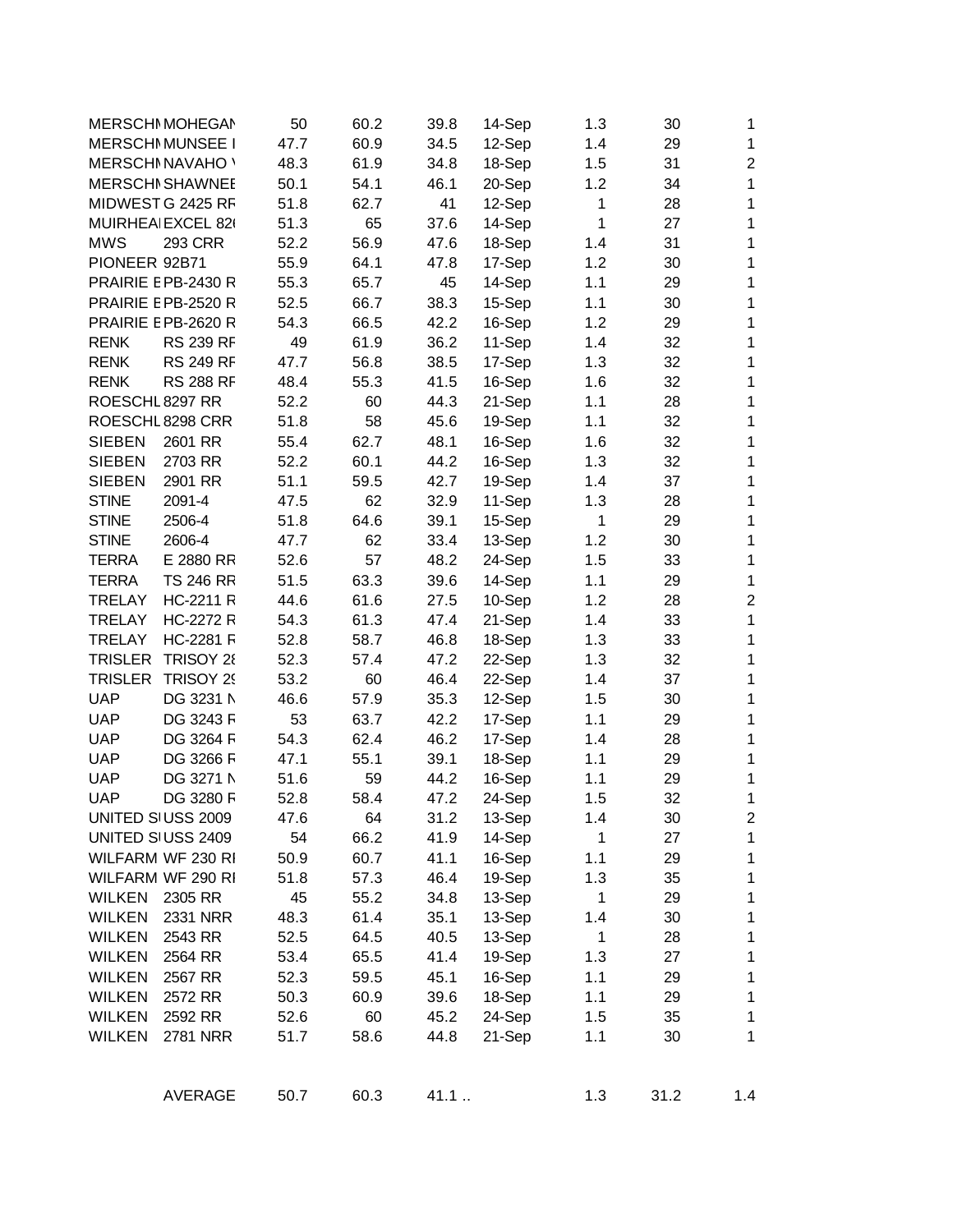|  |  |  |  |  |  |  |  |  |
|---|---|---|---|---|---|---|---|---|
| MERSCHI | MOHEGAN | 50 | 60.2 | 39.8 | 14-Sep | 1.3 | 30 | 1 |
| MERSCHI | MUNSEE I | 47.7 | 60.9 | 34.5 | 12-Sep | 1.4 | 29 | 1 |
| MERSCHI | NAVAHO \ | 48.3 | 61.9 | 34.8 | 18-Sep | 1.5 | 31 | 2 |
| MERSCHI | SHAWNEE | 50.1 | 54.1 | 46.1 | 20-Sep | 1.2 | 34 | 1 |
| MIDWEST | G 2425 RF | 51.8 | 62.7 | 41 | 12-Sep | 1 | 28 | 1 |
| MUIRHEAI | EXCEL 82( | 51.3 | 65 | 37.6 | 14-Sep | 1 | 27 | 1 |
| MWS | 293 CRR | 52.2 | 56.9 | 47.6 | 18-Sep | 1.4 | 31 | 1 |
| PIONEER | 92B71 | 55.9 | 64.1 | 47.8 | 17-Sep | 1.2 | 30 | 1 |
| PRAIRIE E | PB-2430 R | 55.3 | 65.7 | 45 | 14-Sep | 1.1 | 29 | 1 |
| PRAIRIE E | PB-2520 R | 52.5 | 66.7 | 38.3 | 15-Sep | 1.1 | 30 | 1 |
| PRAIRIE E | PB-2620 R | 54.3 | 66.5 | 42.2 | 16-Sep | 1.2 | 29 | 1 |
| RENK | RS 239 RF | 49 | 61.9 | 36.2 | 11-Sep | 1.4 | 32 | 1 |
| RENK | RS 249 RF | 47.7 | 56.8 | 38.5 | 17-Sep | 1.3 | 32 | 1 |
| RENK | RS 288 RF | 48.4 | 55.3 | 41.5 | 16-Sep | 1.6 | 32 | 1 |
| ROESCHL | 8297 RR | 52.2 | 60 | 44.3 | 21-Sep | 1.1 | 28 | 1 |
| ROESCHL | 8298 CRR | 51.8 | 58 | 45.6 | 19-Sep | 1.1 | 32 | 1 |
| SIEBEN | 2601 RR | 55.4 | 62.7 | 48.1 | 16-Sep | 1.6 | 32 | 1 |
| SIEBEN | 2703 RR | 52.2 | 60.1 | 44.2 | 16-Sep | 1.3 | 32 | 1 |
| SIEBEN | 2901 RR | 51.1 | 59.5 | 42.7 | 19-Sep | 1.4 | 37 | 1 |
| STINE | 2091-4 | 47.5 | 62 | 32.9 | 11-Sep | 1.3 | 28 | 1 |
| STINE | 2506-4 | 51.8 | 64.6 | 39.1 | 15-Sep | 1 | 29 | 1 |
| STINE | 2606-4 | 47.7 | 62 | 33.4 | 13-Sep | 1.2 | 30 | 1 |
| TERRA | E 2880 RR | 52.6 | 57 | 48.2 | 24-Sep | 1.5 | 33 | 1 |
| TERRA | TS 246 RR | 51.5 | 63.3 | 39.6 | 14-Sep | 1.1 | 29 | 1 |
| TRELAY | HC-2211 R | 44.6 | 61.6 | 27.5 | 10-Sep | 1.2 | 28 | 2 |
| TRELAY | HC-2272 R | 54.3 | 61.3 | 47.4 | 21-Sep | 1.4 | 33 | 1 |
| TRELAY | HC-2281 F | 52.8 | 58.7 | 46.8 | 18-Sep | 1.3 | 33 | 1 |
| TRISLER | TRISOY 28 | 52.3 | 57.4 | 47.2 | 22-Sep | 1.3 | 32 | 1 |
| TRISLER | TRISOY 29 | 53.2 | 60 | 46.4 | 22-Sep | 1.4 | 37 | 1 |
| UAP | DG 3231 N | 46.6 | 57.9 | 35.3 | 12-Sep | 1.5 | 30 | 1 |
| UAP | DG 3243 F | 53 | 63.7 | 42.2 | 17-Sep | 1.1 | 29 | 1 |
| UAP | DG 3264 F | 54.3 | 62.4 | 46.2 | 17-Sep | 1.4 | 28 | 1 |
| UAP | DG 3266 F | 47.1 | 55.1 | 39.1 | 18-Sep | 1.1 | 29 | 1 |
| UAP | DG 3271 N | 51.6 | 59 | 44.2 | 16-Sep | 1.1 | 29 | 1 |
| UAP | DG 3280 F | 52.8 | 58.4 | 47.2 | 24-Sep | 1.5 | 32 | 1 |
| UNITED SI | USS 2009 | 47.6 | 64 | 31.2 | 13-Sep | 1.4 | 30 | 2 |
| UNITED SI | USS 2409 | 54 | 66.2 | 41.9 | 14-Sep | 1 | 27 | 1 |
| WILFARM | WF 230 RI | 50.9 | 60.7 | 41.1 | 16-Sep | 1.1 | 29 | 1 |
| WILFARM | WF 290 RI | 51.8 | 57.3 | 46.4 | 19-Sep | 1.3 | 35 | 1 |
| WILKEN | 2305 RR | 45 | 55.2 | 34.8 | 13-Sep | 1 | 29 | 1 |
| WILKEN | 2331 NRR | 48.3 | 61.4 | 35.1 | 13-Sep | 1.4 | 30 | 1 |
| WILKEN | 2543 RR | 52.5 | 64.5 | 40.5 | 13-Sep | 1 | 28 | 1 |
| WILKEN | 2564 RR | 53.4 | 65.5 | 41.4 | 19-Sep | 1.3 | 27 | 1 |
| WILKEN | 2567 RR | 52.3 | 59.5 | 45.1 | 16-Sep | 1.1 | 29 | 1 |
| WILKEN | 2572 RR | 50.3 | 60.9 | 39.6 | 18-Sep | 1.1 | 29 | 1 |
| WILKEN | 2592 RR | 52.6 | 60 | 45.2 | 24-Sep | 1.5 | 35 | 1 |
| WILKEN | 2781 NRR | 51.7 | 58.6 | 44.8 | 21-Sep | 1.1 | 30 | 1 |
|  |  |  |  |  |  |  |  |  |
|  | AVERAGE | 50.7 | 60.3 | 41.1 .. |  | 1.3 | 31.2 | 1.4 |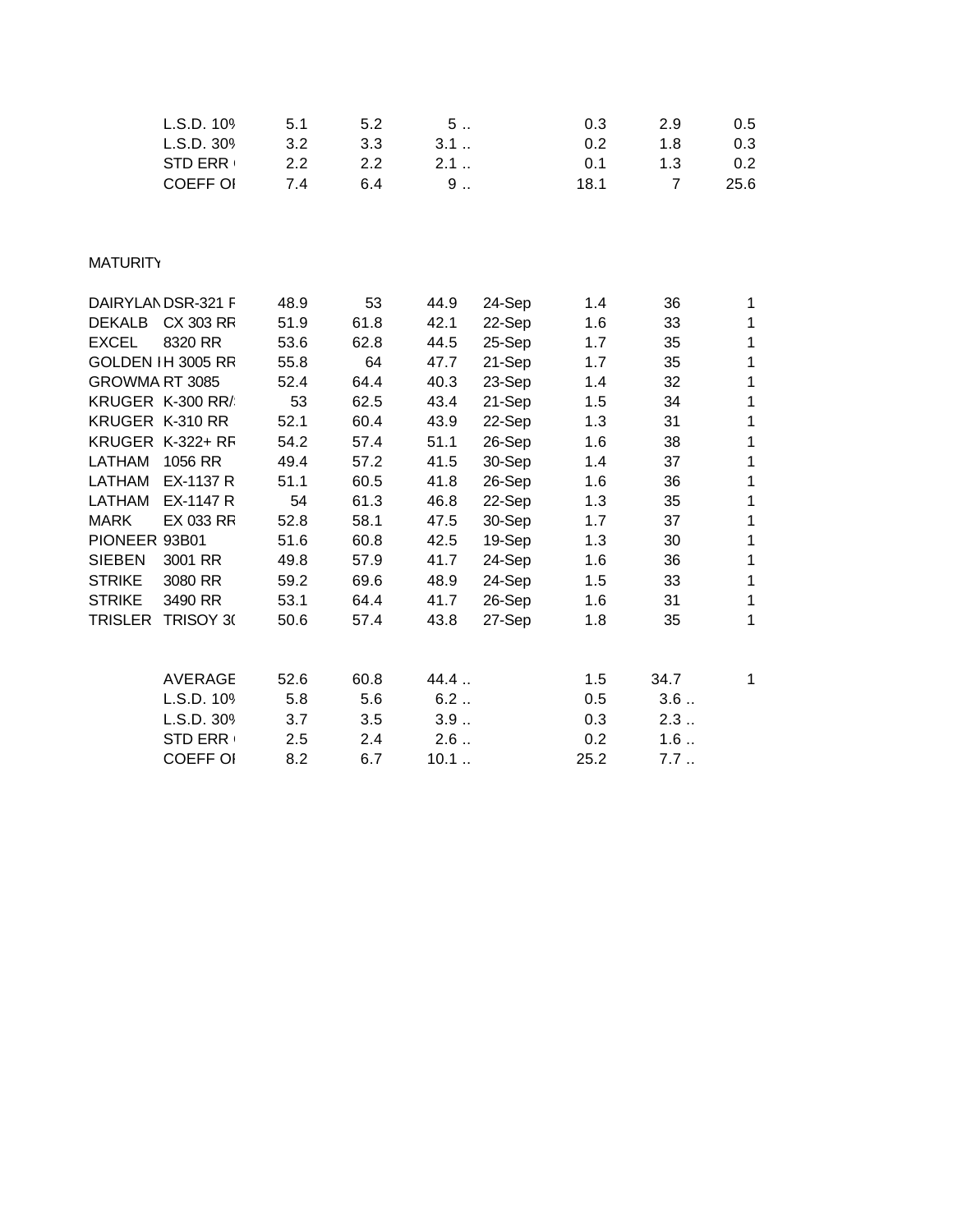| | | | | | | | | |
|---|---|---|---|---|---|---|---|---|
| | L.S.D. 10% | 5.1 | 5.2 | 5 .. | | 0.3 | 2.9 | 0.5 |
| | L.S.D. 30% | 3.2 | 3.3 | 3.1 .. | | 0.2 | 1.8 | 0.3 |
| | STD ERR ( | 2.2 | 2.2 | 2.1 .. | | 0.1 | 1.3 | 0.2 |
| | COEFF OF | 7.4 | 6.4 | 9 .. | | 18.1 | 7 | 25.6 |

MATURITY

| | | | | | | | | |
|---|---|---|---|---|---|---|---|---|
| DAIRYLAN | DSR-321 F | 48.9 | 53 | 44.9 | 24-Sep | 1.4 | 36 | 1 |
| DEKALB | CX 303 RR | 51.9 | 61.8 | 42.1 | 22-Sep | 1.6 | 33 | 1 |
| EXCEL | 8320 RR | 53.6 | 62.8 | 44.5 | 25-Sep | 1.7 | 35 | 1 |
| GOLDEN I | H 3005 RR | 55.8 | 64 | 47.7 | 21-Sep | 1.7 | 35 | 1 |
| GROWMA | RT 3085 | 52.4 | 64.4 | 40.3 | 23-Sep | 1.4 | 32 | 1 |
| KRUGER | K-300 RR/ | 53 | 62.5 | 43.4 | 21-Sep | 1.5 | 34 | 1 |
| KRUGER | K-310 RR | 52.1 | 60.4 | 43.9 | 22-Sep | 1.3 | 31 | 1 |
| KRUGER | K-322+ RR | 54.2 | 57.4 | 51.1 | 26-Sep | 1.6 | 38 | 1 |
| LATHAM | 1056 RR | 49.4 | 57.2 | 41.5 | 30-Sep | 1.4 | 37 | 1 |
| LATHAM | EX-1137 R | 51.1 | 60.5 | 41.8 | 26-Sep | 1.6 | 36 | 1 |
| LATHAM | EX-1147 R | 54 | 61.3 | 46.8 | 22-Sep | 1.3 | 35 | 1 |
| MARK | EX 033 RR | 52.8 | 58.1 | 47.5 | 30-Sep | 1.7 | 37 | 1 |
| PIONEER | 93B01 | 51.6 | 60.8 | 42.5 | 19-Sep | 1.3 | 30 | 1 |
| SIEBEN | 3001 RR | 49.8 | 57.9 | 41.7 | 24-Sep | 1.6 | 36 | 1 |
| STRIKE | 3080 RR | 59.2 | 69.6 | 48.9 | 24-Sep | 1.5 | 33 | 1 |
| STRIKE | 3490 RR | 53.1 | 64.4 | 41.7 | 26-Sep | 1.6 | 31 | 1 |
| TRISLER | TRISOY 3( | 50.6 | 57.4 | 43.8 | 27-Sep | 1.8 | 35 | 1 |
| | | | | | | | | |
| | AVERAGE | 52.6 | 60.8 | 44.4 .. | | 1.5 | 34.7 | 1 |
| | L.S.D. 10% | 5.8 | 5.6 | 6.2 .. | | 0.5 | 3.6 .. | |
| | L.S.D. 30% | 3.7 | 3.5 | 3.9 .. | | 0.3 | 2.3 .. | |
| | STD ERR ( | 2.5 | 2.4 | 2.6 .. | | 0.2 | 1.6 .. | |
| | COEFF OF | 8.2 | 6.7 | 10.1 .. | | 25.2 | 7.7 .. | |